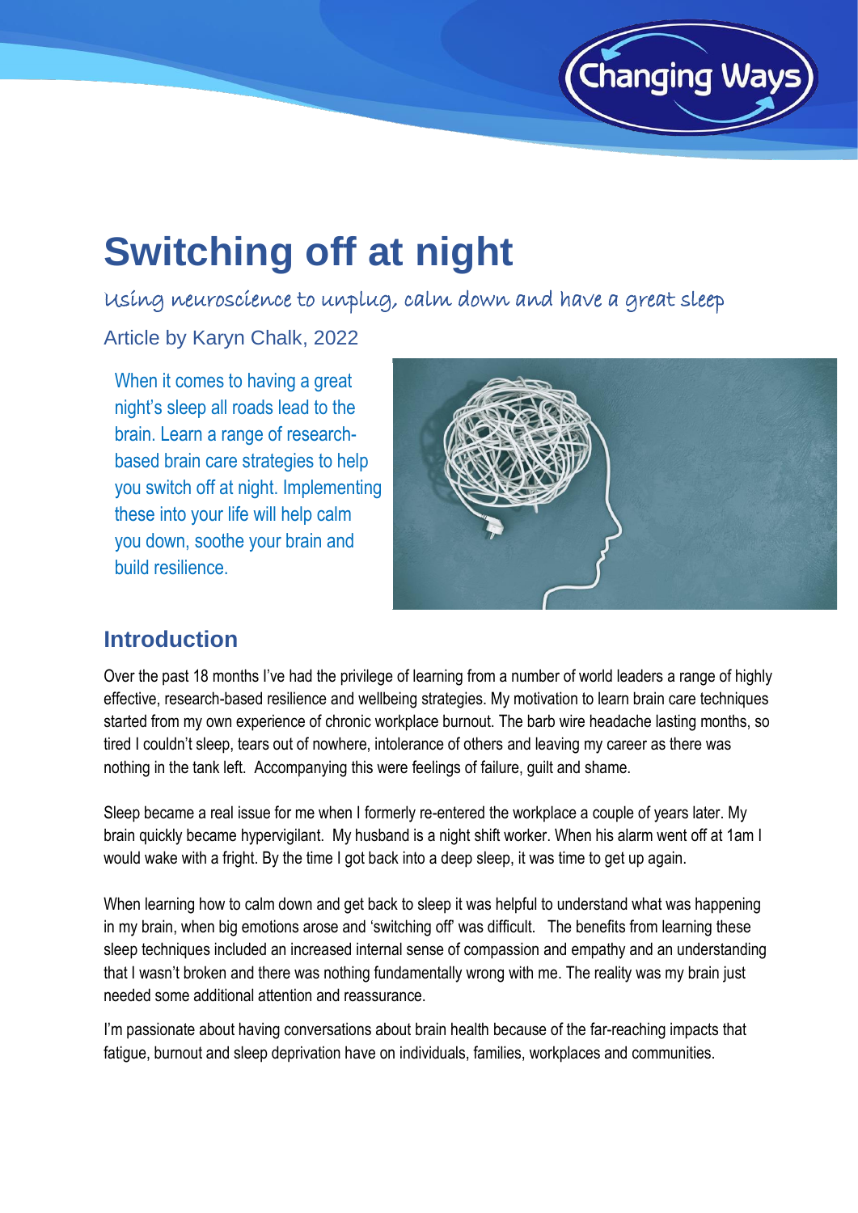# Switching off at night

*Using neuroscience to unplug, calm down and have a great sleep*

Article by Karyn Chalk, 2022

When it comes to having a great night's sleep all roads lead to the brain. Learn a range of research-based brain care strategies to help you switch off at night. Implementing these into your life will help calm you down, soothe your brain and build resilience.

## Introduction

Over the past 18 months I've had the privilege of learning from a number of world leaders a range of highly effective, research-based resilience and wellbeing strategies. My motivation to learn brain care techniques started from my own experience of chronic workplace burnout. The barb wire headache lasting months, so tired I couldn't sleep, tears out of nowhere, intolerance of others and leaving my career as there was nothing in the tank left. Accompanying this were feelings of failure, guilt and shame.

Sleep became a real issue for me when I formerly re-entered the workplace a couple of years later. My brain quickly became hypervigilant. My husband is a night shift worker. When his alarm went off at 1am I would wake with a fright. By the time I got back into a deep sleep, it was time to get up again.

When learning how to calm down and get back to sleep it was helpful to understand what was happening in my brain, when big emotions arose and 'switching off' was difficult. The benefits from learning these sleep techniques included an increased internal sense of compassion and empathy and an understanding that I wasn't broken and there was nothing fundamentally wrong with me. The reality was my brain just needed some additional attention and reassurance.

I'm passionate about having conversations about brain health because of the far-reaching impacts that fatigue, burnout and sleep deprivation have on individuals, families, workplaces and communities.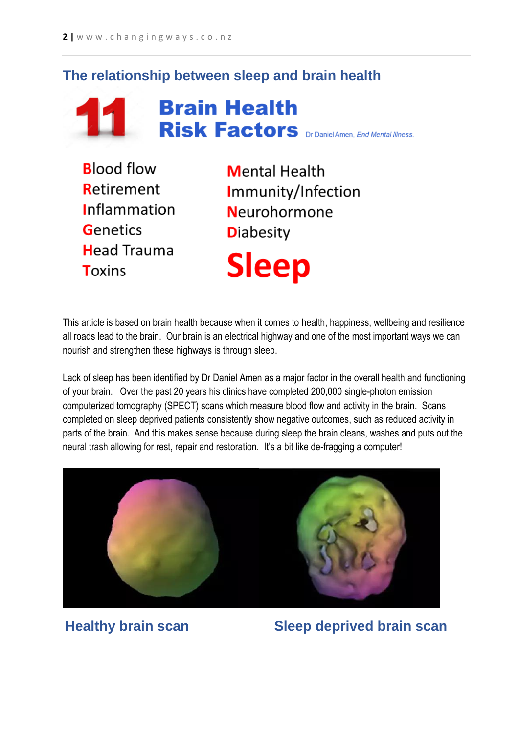## The relationship between sleep and brain health

### 11 Brain Health Risk Factors

Dr Daniel Amen, *End Mental Illness.*

- **B**lood flow
- **R**etirement
- **I**nflammation
- **G**enetics
- **H**ead Trauma
- **T**oxins
- **M**ental Health
- **I**mmunity/Infection
- **N**eurohormone
- **D**iabesity
- **Sleep**

This article is based on brain health because when it comes to health, happiness, wellbeing and resilience all roads lead to the brain. Our brain is an electrical highway and one of the most important ways we can nourish and strengthen these highways is through sleep.

Lack of sleep has been identified by Dr Daniel Amen as a major factor in the overall health and functioning of your brain. Over the past 20 years his clinics have completed 200,000 single-photon emission computerized tomography (SPECT) scans which measure blood flow and activity in the brain. Scans completed on sleep deprived patients consistently show negative outcomes, such as reduced activity in parts of the brain. And this makes sense because during sleep the brain cleans, washes and puts out the neural trash allowing for rest, repair and restoration. It's a bit like de-fragging a computer!

**Healthy brain scan** | **Sleep deprived brain scan**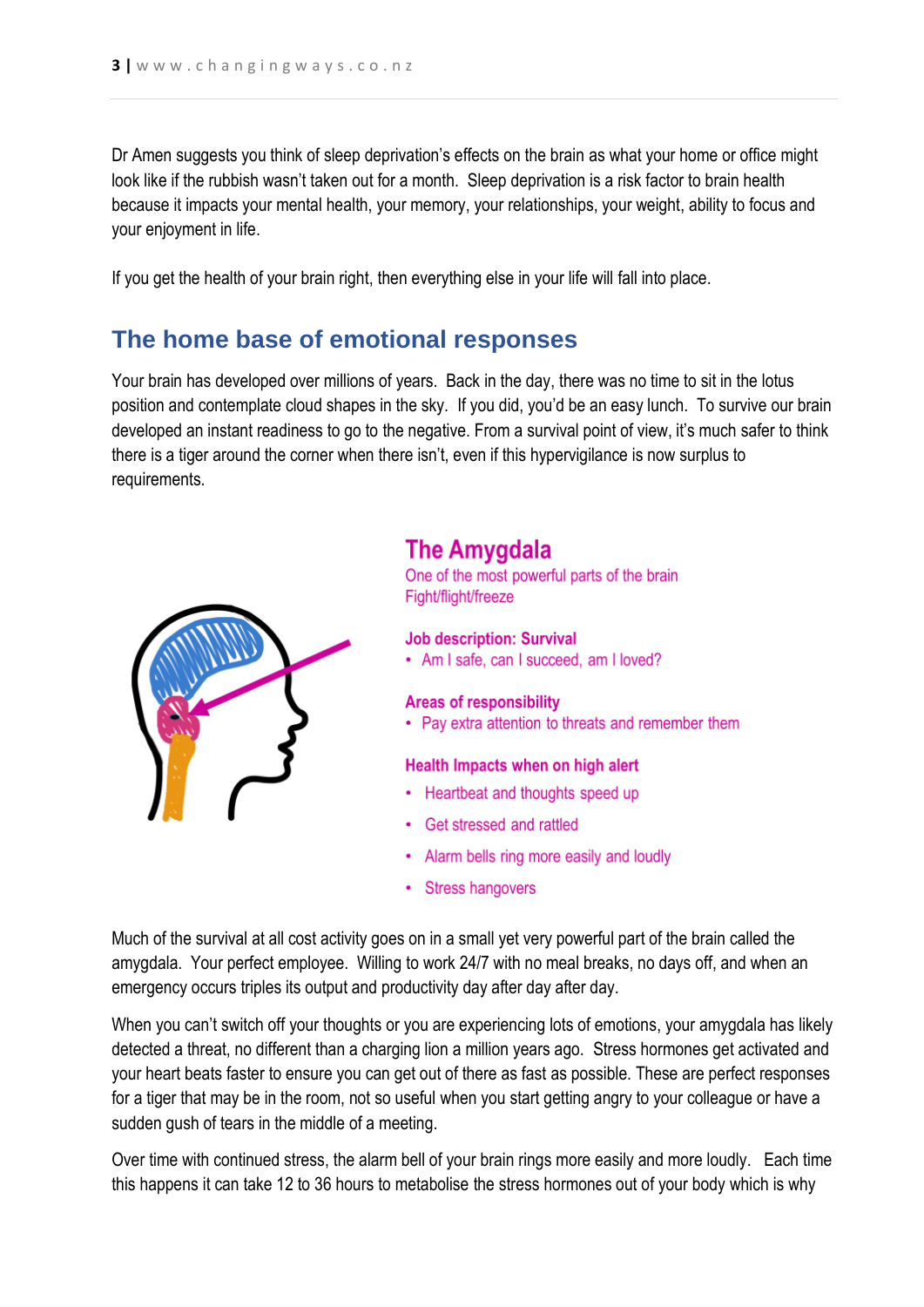Dr Amen suggests you think of sleep deprivation's effects on the brain as what your home or office might look like if the rubbish wasn't taken out for a month. Sleep deprivation is a risk factor to brain health because it impacts your mental health, your memory, your relationships, your weight, ability to focus and your enjoyment in life.

If you get the health of your brain right, then everything else in your life will fall into place.

## The home base of emotional responses

Your brain has developed over millions of years. Back in the day, there was no time to sit in the lotus position and contemplate cloud shapes in the sky. If you did, you'd be an easy lunch. To survive our brain developed an instant readiness to go to the negative. From a survival point of view, it's much safer to think there is a tiger around the corner when there isn't, even if this hypervigilance is now surplus to requirements.

### The Amygdala

One of the most powerful parts of the brain
Fight/flight/freeze

**Job description: Survival**

- Am I safe, can I succeed, am I loved?

**Areas of responsibility**

- Pay extra attention to threats and remember them

**Health Impacts when on high alert**

- Heartbeat and thoughts speed up
- Get stressed and rattled
- Alarm bells ring more easily and loudly
- Stress hangovers

Much of the survival at all cost activity goes on in a small yet very powerful part of the brain called the amygdala. Your perfect employee. Willing to work 24/7 with no meal breaks, no days off, and when an emergency occurs triples its output and productivity day after day after day.

When you can't switch off your thoughts or you are experiencing lots of emotions, your amygdala has likely detected a threat, no different than a charging lion a million years ago. Stress hormones get activated and your heart beats faster to ensure you can get out of there as fast as possible. These are perfect responses for a tiger that may be in the room, not so useful when you start getting angry to your colleague or have a sudden gush of tears in the middle of a meeting.

Over time with continued stress, the alarm bell of your brain rings more easily and more loudly. Each time this happens it can take 12 to 36 hours to metabolise the stress hormones out of your body which is why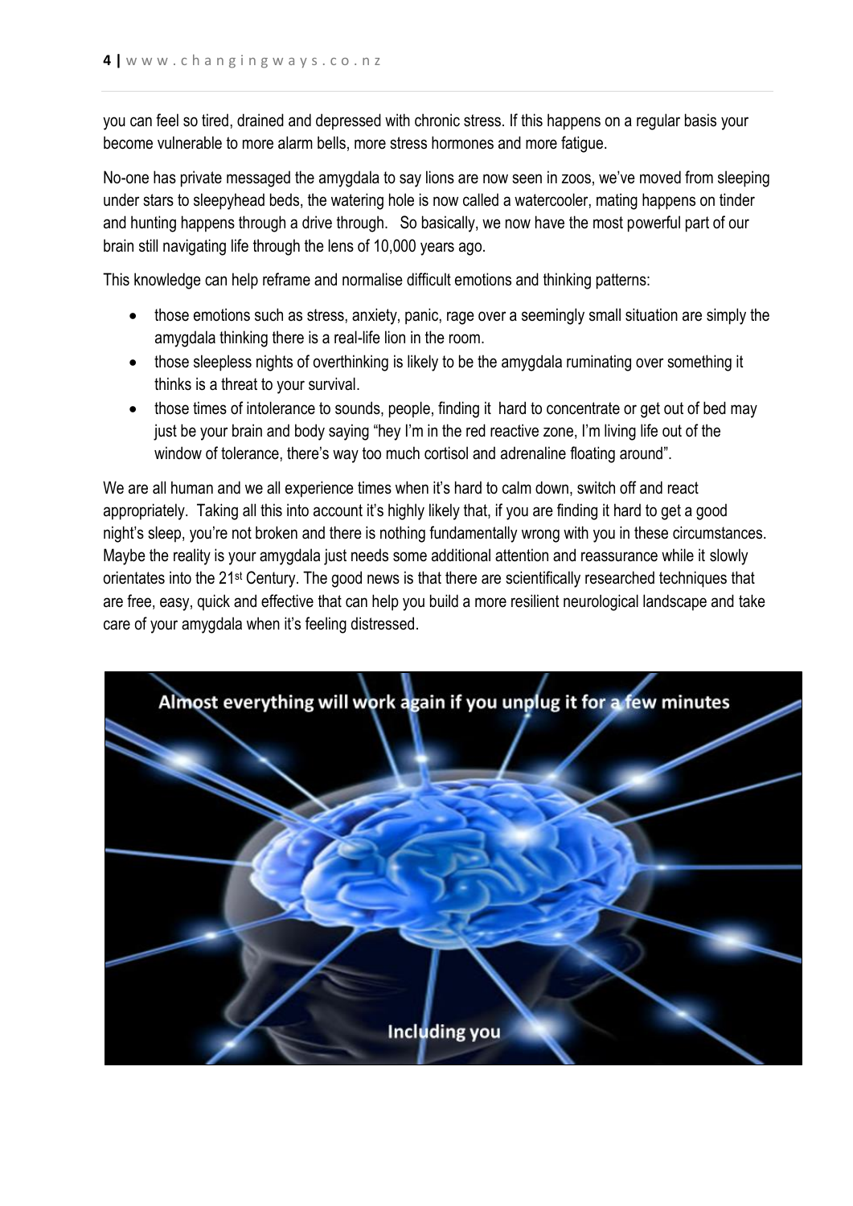you can feel so tired, drained and depressed with chronic stress. If this happens on a regular basis your become vulnerable to more alarm bells, more stress hormones and more fatigue.

No-one has private messaged the amygdala to say lions are now seen in zoos, we've moved from sleeping under stars to sleepyhead beds, the watering hole is now called a watercooler, mating happens on tinder and hunting happens through a drive through. So basically, we now have the most powerful part of our brain still navigating life through the lens of 10,000 years ago.

This knowledge can help reframe and normalise difficult emotions and thinking patterns:

- those emotions such as stress, anxiety, panic, rage over a seemingly small situation are simply the amygdala thinking there is a real-life lion in the room.
- those sleepless nights of overthinking is likely to be the amygdala ruminating over something it thinks is a threat to your survival.
- those times of intolerance to sounds, people, finding it hard to concentrate or get out of bed may just be your brain and body saying "hey I'm in the red reactive zone, I'm living life out of the window of tolerance, there's way too much cortisol and adrenaline floating around".

We are all human and we all experience times when it's hard to calm down, switch off and react appropriately. Taking all this into account it's highly likely that, if you are finding it hard to get a good night's sleep, you're not broken and there is nothing fundamentally wrong with you in these circumstances. Maybe the reality is your amygdala just needs some additional attention and reassurance while it slowly orientates into the 21st Century. The good news is that there are scientifically researched techniques that are free, easy, quick and effective that can help you build a more resilient neurological landscape and take care of your amygdala when it's feeling distressed.

Almost everything will work again if you unplug it for a few minutes

Including you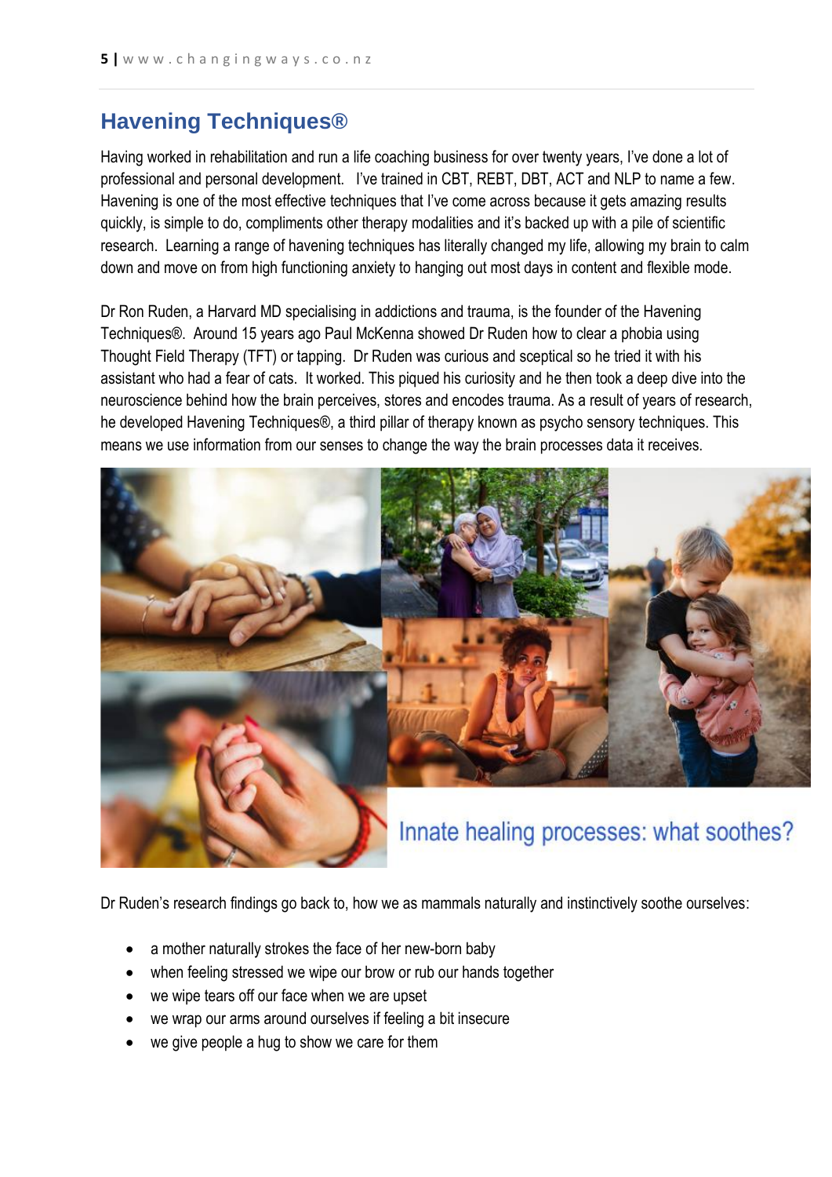## Havening Techniques®

Having worked in rehabilitation and run a life coaching business for over twenty years, I've done a lot of professional and personal development. I've trained in CBT, REBT, DBT, ACT and NLP to name a few. Havening is one of the most effective techniques that I've come across because it gets amazing results quickly, is simple to do, compliments other therapy modalities and it's backed up with a pile of scientific research. Learning a range of havening techniques has literally changed my life, allowing my brain to calm down and move on from high functioning anxiety to hanging out most days in content and flexible mode.

Dr Ron Ruden, a Harvard MD specialising in addictions and trauma, is the founder of the Havening Techniques®. Around 15 years ago Paul McKenna showed Dr Ruden how to clear a phobia using Thought Field Therapy (TFT) or tapping. Dr Ruden was curious and sceptical so he tried it with his assistant who had a fear of cats. It worked. This piqued his curiosity and he then took a deep dive into the neuroscience behind how the brain perceives, stores and encodes trauma. As a result of years of research, he developed Havening Techniques®, a third pillar of therapy known as psycho sensory techniques. This means we use information from our senses to change the way the brain processes data it receives.

Innate healing processes: what soothes?

Dr Ruden's research findings go back to, how we as mammals naturally and instinctively soothe ourselves:

- a mother naturally strokes the face of her new-born baby
- when feeling stressed we wipe our brow or rub our hands together
- we wipe tears off our face when we are upset
- we wrap our arms around ourselves if feeling a bit insecure
- we give people a hug to show we care for them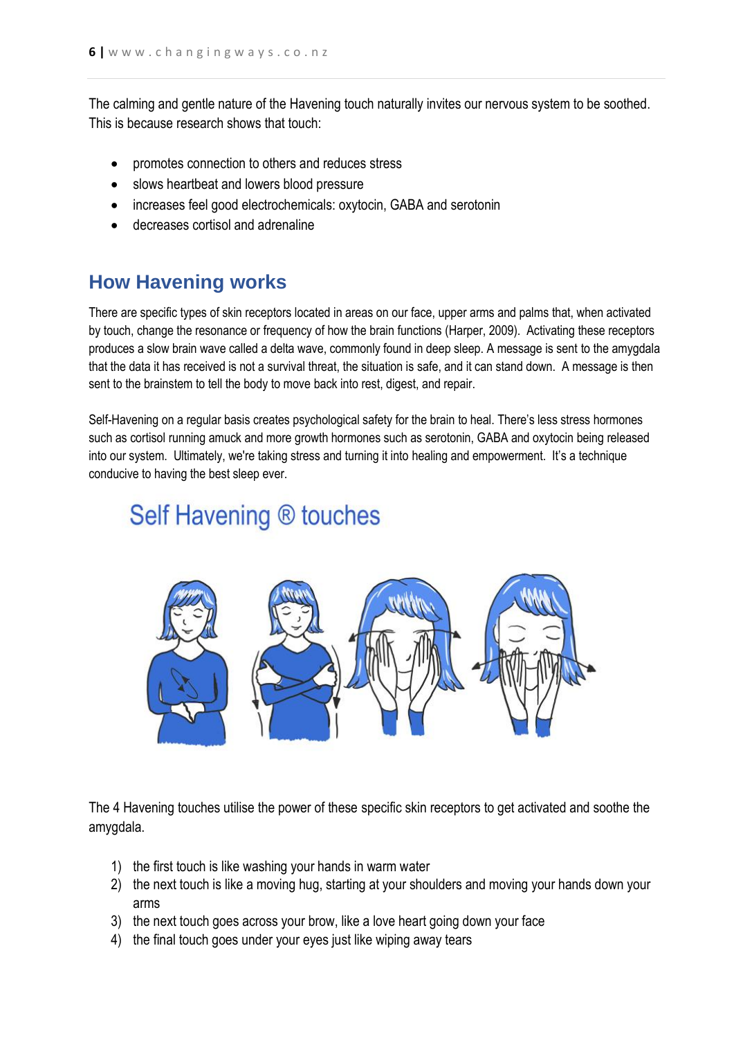The calming and gentle nature of the Havening touch naturally invites our nervous system to be soothed. This is because research shows that touch:

- promotes connection to others and reduces stress
- slows heartbeat and lowers blood pressure
- increases feel good electrochemicals: oxytocin, GABA and serotonin
- decreases cortisol and adrenaline

## How Havening works

There are specific types of skin receptors located in areas on our face, upper arms and palms that, when activated by touch, change the resonance or frequency of how the brain functions (Harper, 2009). Activating these receptors produces a slow brain wave called a delta wave, commonly found in deep sleep. A message is sent to the amygdala that the data it has received is not a survival threat, the situation is safe, and it can stand down. A message is then sent to the brainstem to tell the body to move back into rest, digest, and repair.

Self-Havening on a regular basis creates psychological safety for the brain to heal. There's less stress hormones such as cortisol running amuck and more growth hormones such as serotonin, GABA and oxytocin being released into our system. Ultimately, we're taking stress and turning it into healing and empowerment. It's a technique conducive to having the best sleep ever.

## Self Havening ® touches

The 4 Havening touches utilise the power of these specific skin receptors to get activated and soothe the amygdala.

1) the first touch is like washing your hands in warm water
2) the next touch is like a moving hug, starting at your shoulders and moving your hands down your arms
3) the next touch goes across your brow, like a love heart going down your face
4) the final touch goes under your eyes just like wiping away tears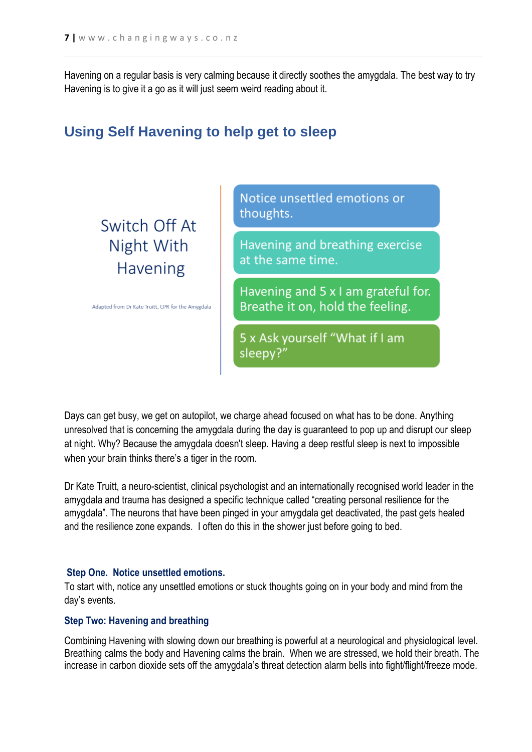Havening on a regular basis is very calming because it directly soothes the amygdala. The best way to try Havening is to give it a go as it will just seem weird reading about it.

## Using Self Havening to help get to sleep

Switch Off At Night With Havening

Adapted from Dr Kate Truitt, CPR for the Amygdala

- Notice unsettled emotions or thoughts.
- Havening and breathing exercise at the same time.
- Havening and 5 x I am grateful for. Breathe it on, hold the feeling.
- 5 x Ask yourself "What if I am sleepy?"

Days can get busy, we get on autopilot, we charge ahead focused on what has to be done. Anything unresolved that is concerning the amygdala during the day is guaranteed to pop up and disrupt our sleep at night. Why? Because the amygdala doesn't sleep. Having a deep restful sleep is next to impossible when your brain thinks there's a tiger in the room.

Dr Kate Truitt, a neuro-scientist, clinical psychologist and an internationally recognised world leader in the amygdala and trauma has designed a specific technique called "creating personal resilience for the amygdala". The neurons that have been pinged in your amygdala get deactivated, the past gets healed and the resilience zone expands. I often do this in the shower just before going to bed.

### Step One. Notice unsettled emotions.

To start with, notice any unsettled emotions or stuck thoughts going on in your body and mind from the day's events.

### Step Two: Havening and breathing

Combining Havening with slowing down our breathing is powerful at a neurological and physiological level. Breathing calms the body and Havening calms the brain. When we are stressed, we hold their breath. The increase in carbon dioxide sets off the amygdala's threat detection alarm bells into fight/flight/freeze mode.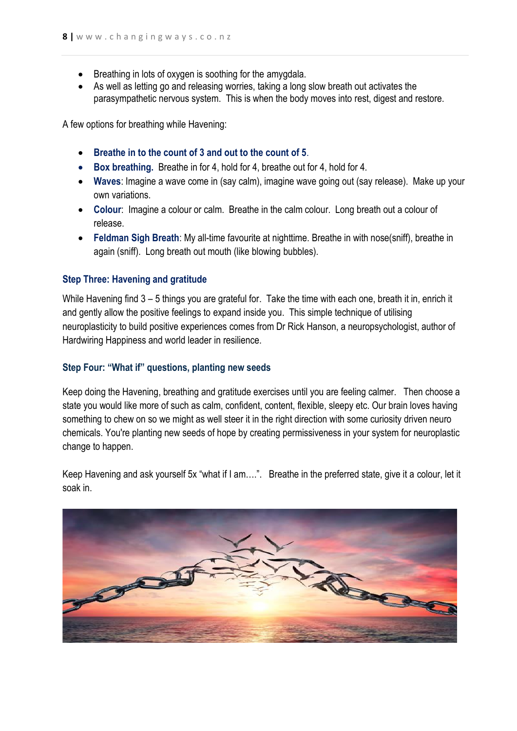- Breathing in lots of oxygen is soothing for the amygdala.
- As well as letting go and releasing worries, taking a long slow breath out activates the parasympathetic nervous system. This is when the body moves into rest, digest and restore.

A few options for breathing while Havening:

- **Breathe in to the count of 3 and out to the count of 5**.
- **Box breathing.** Breathe in for 4, hold for 4, breathe out for 4, hold for 4.
- **Waves**: Imagine a wave come in (say calm), imagine wave going out (say release). Make up your own variations.
- **Colour**: Imagine a colour or calm. Breathe in the calm colour. Long breath out a colour of release.
- **Feldman Sigh Breath**: My all-time favourite at nighttime. Breathe in with nose(sniff), breathe in again (sniff). Long breath out mouth (like blowing bubbles).

### Step Three: Havening and gratitude

While Havening find 3 – 5 things you are grateful for. Take the time with each one, breath it in, enrich it and gently allow the positive feelings to expand inside you. This simple technique of utilising neuroplasticity to build positive experiences comes from Dr Rick Hanson, a neuropsychologist, author of Hardwiring Happiness and world leader in resilience.

### Step Four: "What if" questions, planting new seeds

Keep doing the Havening, breathing and gratitude exercises until you are feeling calmer. Then choose a state you would like more of such as calm, confident, content, flexible, sleepy etc. Our brain loves having something to chew on so we might as well steer it in the right direction with some curiosity driven neuro chemicals. You're planting new seeds of hope by creating permissiveness in your system for neuroplastic change to happen.

Keep Havening and ask yourself 5x "what if I am….". Breathe in the preferred state, give it a colour, let it soak in.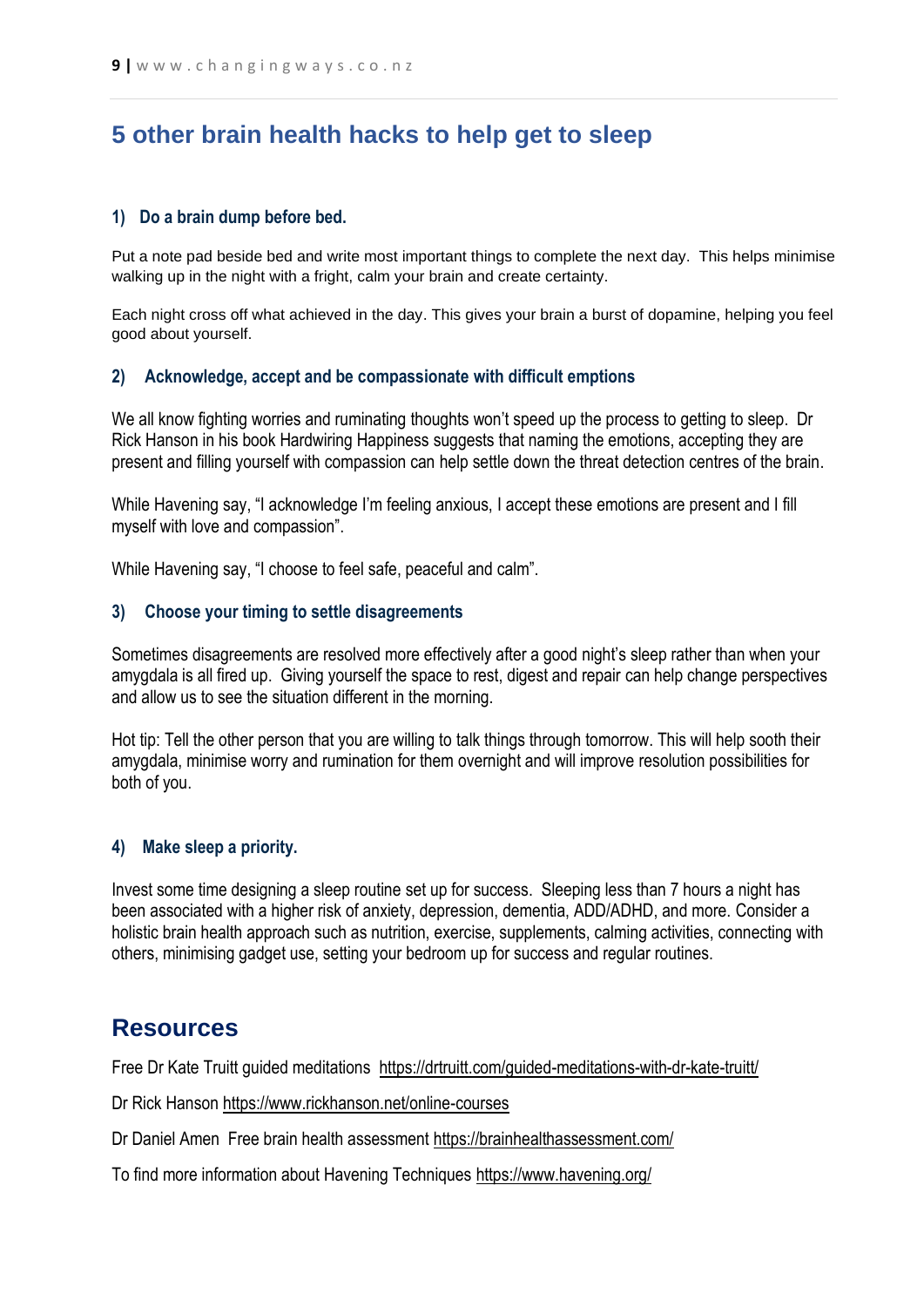## 5 other brain health hacks to help get to sleep

### 1) Do a brain dump before bed.

Put a note pad beside bed and write most important things to complete the next day. This helps minimise walking up in the night with a fright, calm your brain and create certainty.

Each night cross off what achieved in the day. This gives your brain a burst of dopamine, helping you feel good about yourself.

### 2) Acknowledge, accept and be compassionate with difficult emptions

We all know fighting worries and ruminating thoughts won't speed up the process to getting to sleep. Dr Rick Hanson in his book Hardwiring Happiness suggests that naming the emotions, accepting they are present and filling yourself with compassion can help settle down the threat detection centres of the brain.

While Havening say, "I acknowledge I'm feeling anxious, I accept these emotions are present and I fill myself with love and compassion".

While Havening say, "I choose to feel safe, peaceful and calm".

### 3) Choose your timing to settle disagreements

Sometimes disagreements are resolved more effectively after a good night's sleep rather than when your amygdala is all fired up. Giving yourself the space to rest, digest and repair can help change perspectives and allow us to see the situation different in the morning.

Hot tip: Tell the other person that you are willing to talk things through tomorrow. This will help sooth their amygdala, minimise worry and rumination for them overnight and will improve resolution possibilities for both of you.

### 4) Make sleep a priority.

Invest some time designing a sleep routine set up for success. Sleeping less than 7 hours a night has been associated with a higher risk of anxiety, depression, dementia, ADD/ADHD, and more. Consider a holistic brain health approach such as nutrition, exercise, supplements, calming activities, connecting with others, minimising gadget use, setting your bedroom up for success and regular routines.

## Resources

Free Dr Kate Truitt guided meditations https://drtruitt.com/guided-meditations-with-dr-kate-truitt/

Dr Rick Hanson https://www.rickhanson.net/online-courses

Dr Daniel Amen Free brain health assessment https://brainhealthassessment.com/

To find more information about Havening Techniques https://www.havening.org/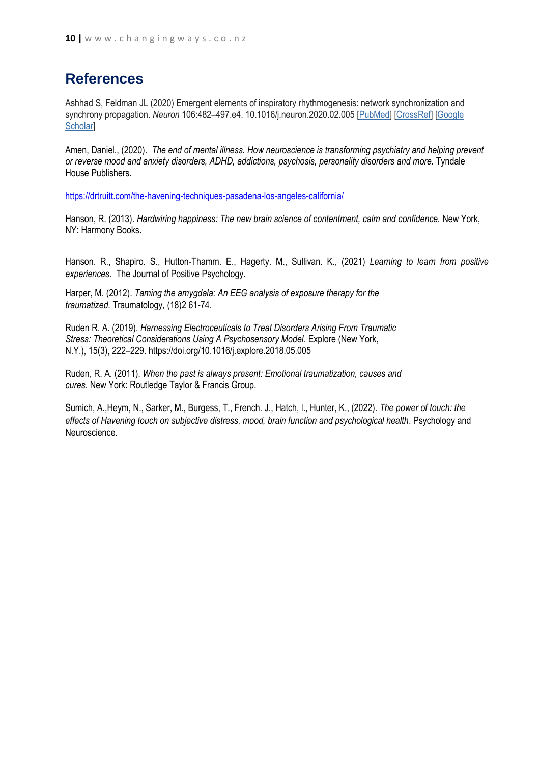## References

Ashhad S, Feldman JL (2020) Emergent elements of inspiratory rhythmogenesis: network synchronization and synchrony propagation. *Neuron* 106:482–497.e4. 10.1016/j.neuron.2020.02.005 [PubMed] [CrossRef] [Google Scholar]

Amen, Daniel., (2020). *The end of mental illness. How neuroscience is transforming psychiatry and helping prevent or reverse mood and anxiety disorders, ADHD, addictions, psychosis, personality disorders and more.* Tyndale House Publishers.

https://drtruitt.com/the-havening-techniques-pasadena-los-angeles-california/

Hanson, R. (2013). *Hardwiring happiness: The new brain science of contentment, calm and confidence.* New York, NY: Harmony Books.

Hanson. R., Shapiro. S., Hutton-Thamm. E., Hagerty. M., Sullivan. K., (2021) *Learning to learn from positive experiences.* The Journal of Positive Psychology.

Harper, M. (2012). *Taming the amygdala: An EEG analysis of exposure therapy for the traumatized.* Traumatology, (18)2 61-74.

Ruden R. A. (2019). *Harnessing Electroceuticals to Treat Disorders Arising From Traumatic Stress: Theoretical Considerations Using A Psychosensory Model*. Explore (New York, N.Y.), 15(3), 222–229. https://doi.org/10.1016/j.explore.2018.05.005

Ruden, R. A. (2011). *When the past is always present: Emotional traumatization, causes and cures*. New York: Routledge Taylor & Francis Group.

Sumich, A.,Heym, N., Sarker, M., Burgess, T., French. J., Hatch, I., Hunter, K., (2022). *The power of touch: the effects of Havening touch on subjective distress, mood, brain function and psychological health*. Psychology and Neuroscience.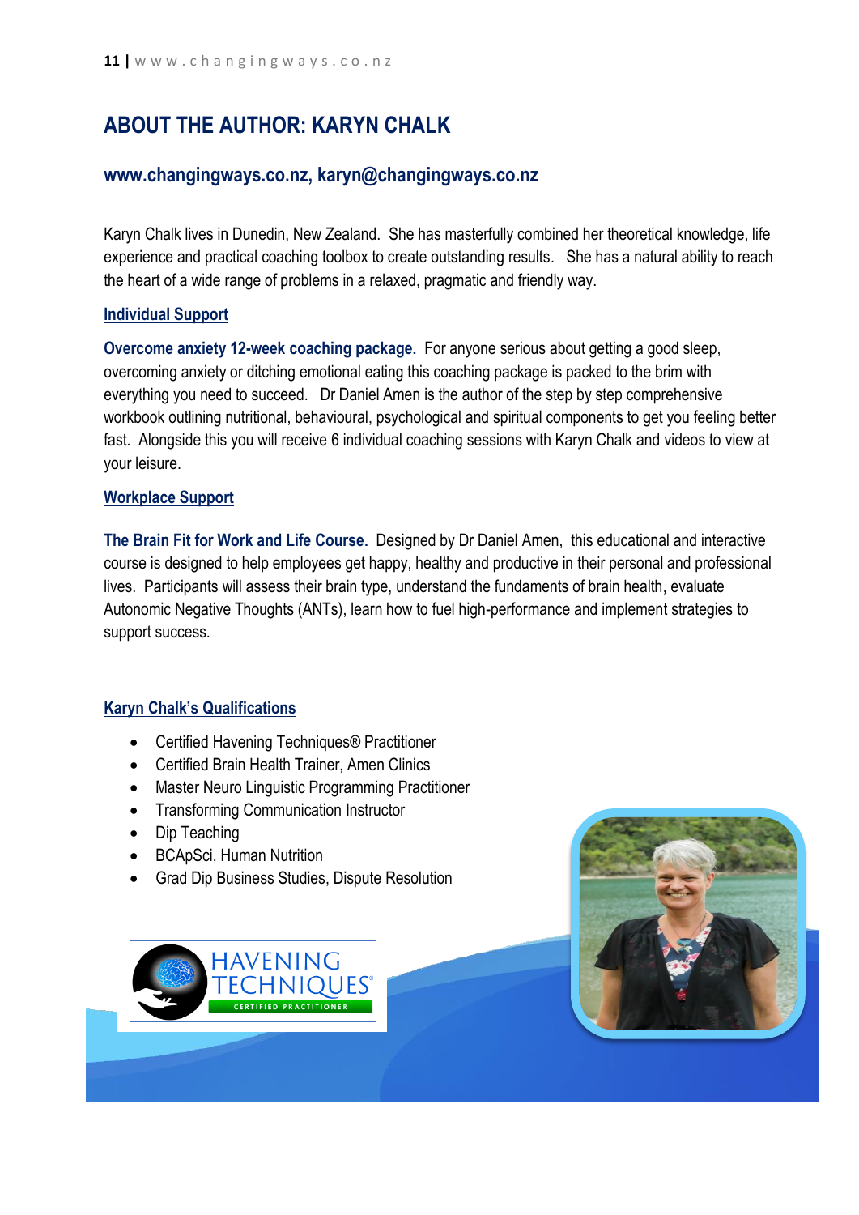# ABOUT THE AUTHOR: KARYN CHALK

## www.changingways.co.nz, karyn@changingways.co.nz

Karyn Chalk lives in Dunedin, New Zealand. She has masterfully combined her theoretical knowledge, life experience and practical coaching toolbox to create outstanding results. She has a natural ability to reach the heart of a wide range of problems in a relaxed, pragmatic and friendly way.

### Individual Support

**Overcome anxiety 12-week coaching package.** For anyone serious about getting a good sleep, overcoming anxiety or ditching emotional eating this coaching package is packed to the brim with everything you need to succeed. Dr Daniel Amen is the author of the step by step comprehensive workbook outlining nutritional, behavioural, psychological and spiritual components to get you feeling better fast. Alongside this you will receive 6 individual coaching sessions with Karyn Chalk and videos to view at your leisure.

### Workplace Support

**The Brain Fit for Work and Life Course.** Designed by Dr Daniel Amen, this educational and interactive course is designed to help employees get happy, healthy and productive in their personal and professional lives. Participants will assess their brain type, understand the fundaments of brain health, evaluate Autonomic Negative Thoughts (ANTs), learn how to fuel high-performance and implement strategies to support success.

### Karyn Chalk's Qualifications

- Certified Havening Techniques® Practitioner
- Certified Brain Health Trainer, Amen Clinics
- Master Neuro Linguistic Programming Practitioner
- Transforming Communication Instructor
- Dip Teaching
- BCApSci, Human Nutrition
- Grad Dip Business Studies, Dispute Resolution

HAVENING TECHNIQUES®
CERTIFIED PRACTITIONER